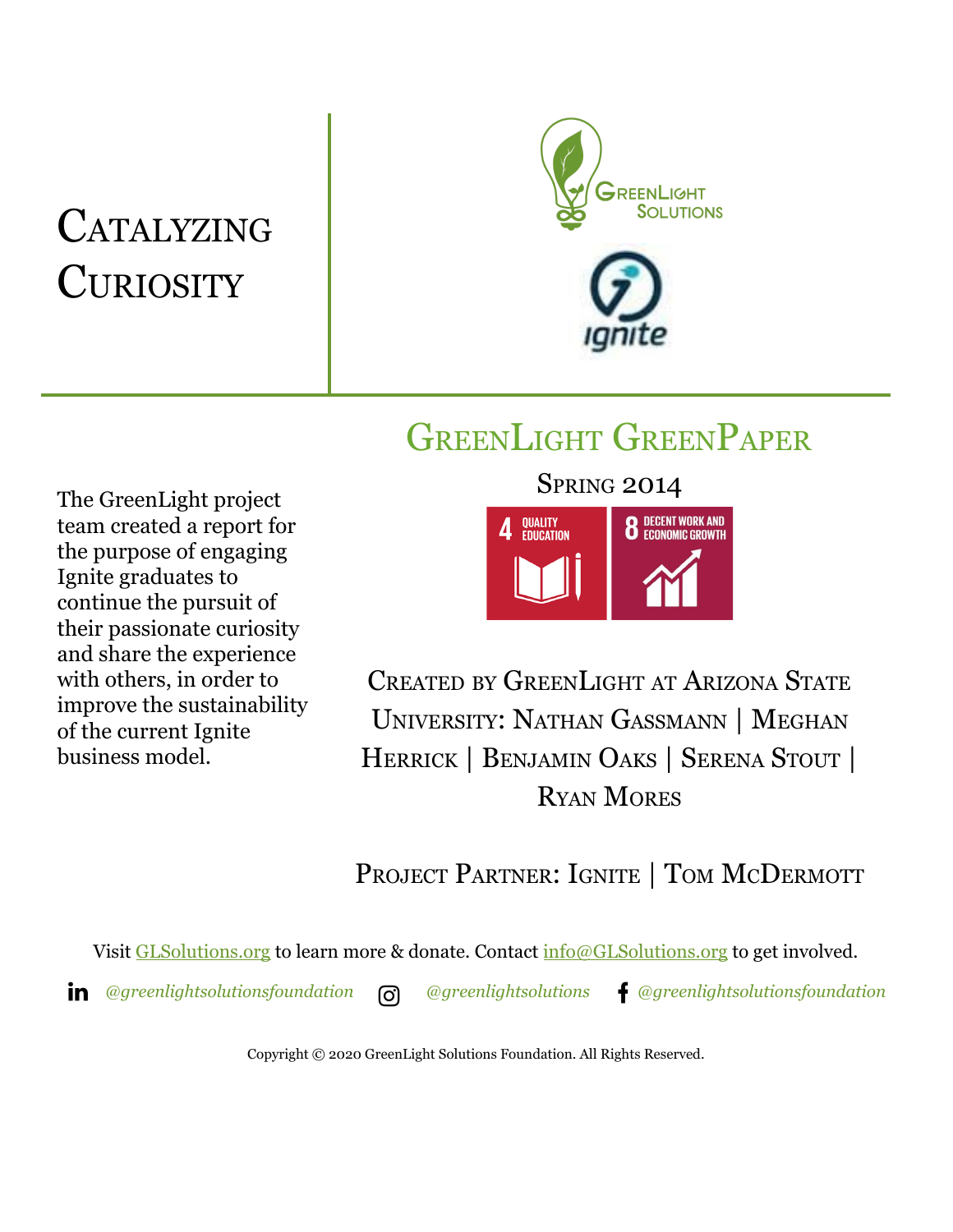# Catalyzing Curiosity

## GreenLight GreenPaper

Spring 2014

4 QUALITY EDUCATION

8 DECENT WORK AND ECONOMIC GROWTH

The GreenLight project team created a report for the purpose of engaging Ignite graduates to continue the pursuit of their passionate curiosity and share the experience with others, in order to improve the sustainability of the current Ignite business model.

Created by GreenLight at Arizona State University: Nathan Gassmann | Meghan Herrick | Benjamin Oaks | Serena Stout | Ryan Mores

Project Partner: Ignite | Tom McDermott

Visit GLSolutions.org to learn more & donate. Contact info@GLSolutions.org to get involved.

*@greenlightsolutionsfoundation* *@greenlightsolutions* *@greenlightsolutionsfoundation*

Copyright © 2020 GreenLight Solutions Foundation. All Rights Reserved.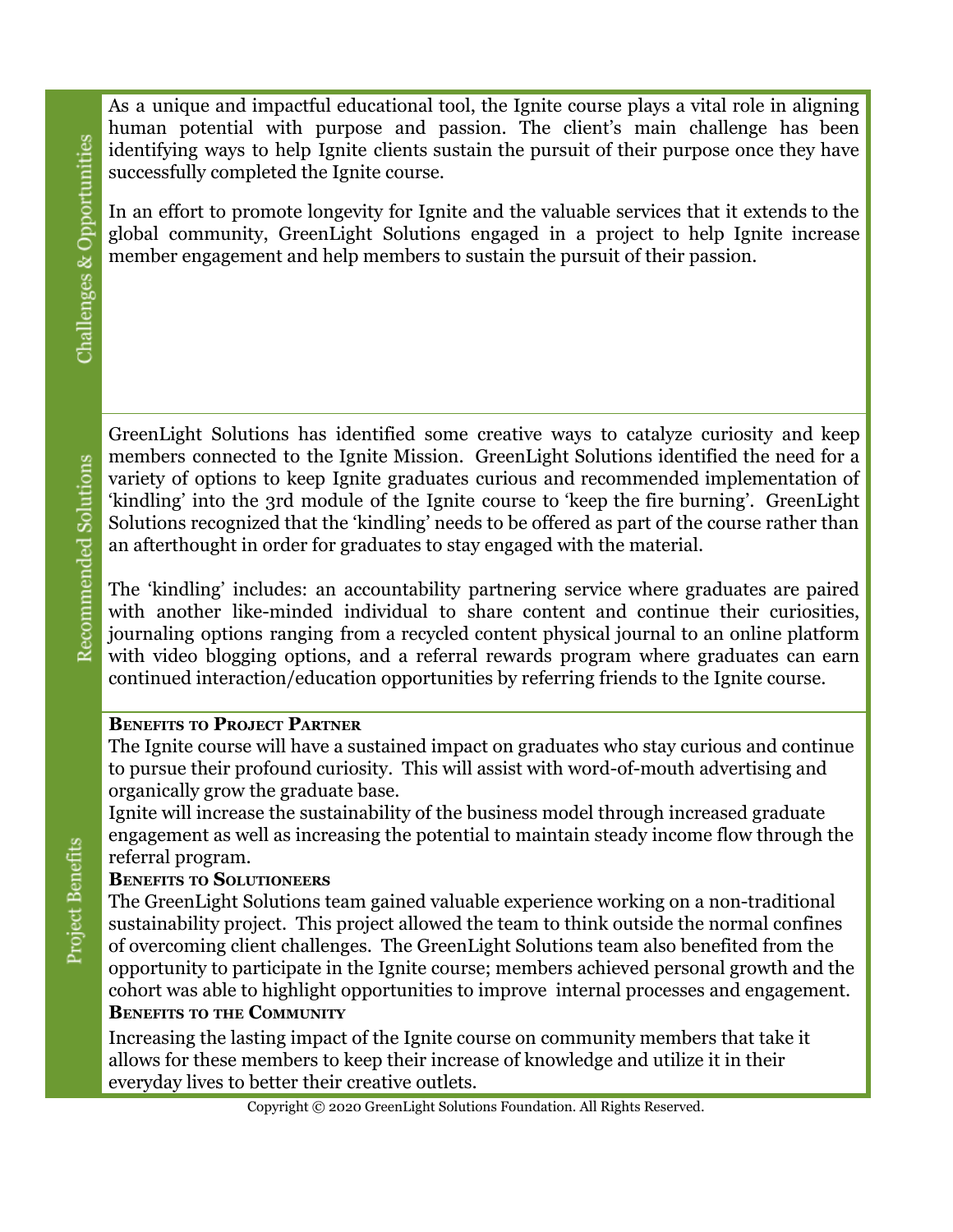## Challenges & Opportunities

As a unique and impactful educational tool, the Ignite course plays a vital role in aligning human potential with purpose and passion. The client's main challenge has been identifying ways to help Ignite clients sustain the pursuit of their purpose once they have successfully completed the Ignite course.

In an effort to promote longevity for Ignite and the valuable services that it extends to the global community, GreenLight Solutions engaged in a project to help Ignite increase member engagement and help members to sustain the pursuit of their passion.

## Recommended Solutions

GreenLight Solutions has identified some creative ways to catalyze curiosity and keep members connected to the Ignite Mission. GreenLight Solutions identified the need for a variety of options to keep Ignite graduates curious and recommended implementation of 'kindling' into the 3rd module of the Ignite course to 'keep the fire burning'. GreenLight Solutions recognized that the 'kindling' needs to be offered as part of the course rather than an afterthought in order for graduates to stay engaged with the material.

The 'kindling' includes: an accountability partnering service where graduates are paired with another like-minded individual to share content and continue their curiosities, journaling options ranging from a recycled content physical journal to an online platform with video blogging options, and a referral rewards program where graduates can earn continued interaction/education opportunities by referring friends to the Ignite course.

## Project Benefits

**Benefits to Project Partner**

The Ignite course will have a sustained impact on graduates who stay curious and continue to pursue their profound curiosity. This will assist with word-of-mouth advertising and organically grow the graduate base.

Ignite will increase the sustainability of the business model through increased graduate engagement as well as increasing the potential to maintain steady income flow through the referral program.

**Benefits to Solutioneers**

The GreenLight Solutions team gained valuable experience working on a non-traditional sustainability project. This project allowed the team to think outside the normal confines of overcoming client challenges. The GreenLight Solutions team also benefited from the opportunity to participate in the Ignite course; members achieved personal growth and the cohort was able to highlight opportunities to improve internal processes and engagement.

**Benefits to the Community**

Increasing the lasting impact of the Ignite course on community members that take it allows for these members to keep their increase of knowledge and utilize it in their everyday lives to better their creative outlets.

Copyright © 2020 GreenLight Solutions Foundation. All Rights Reserved.